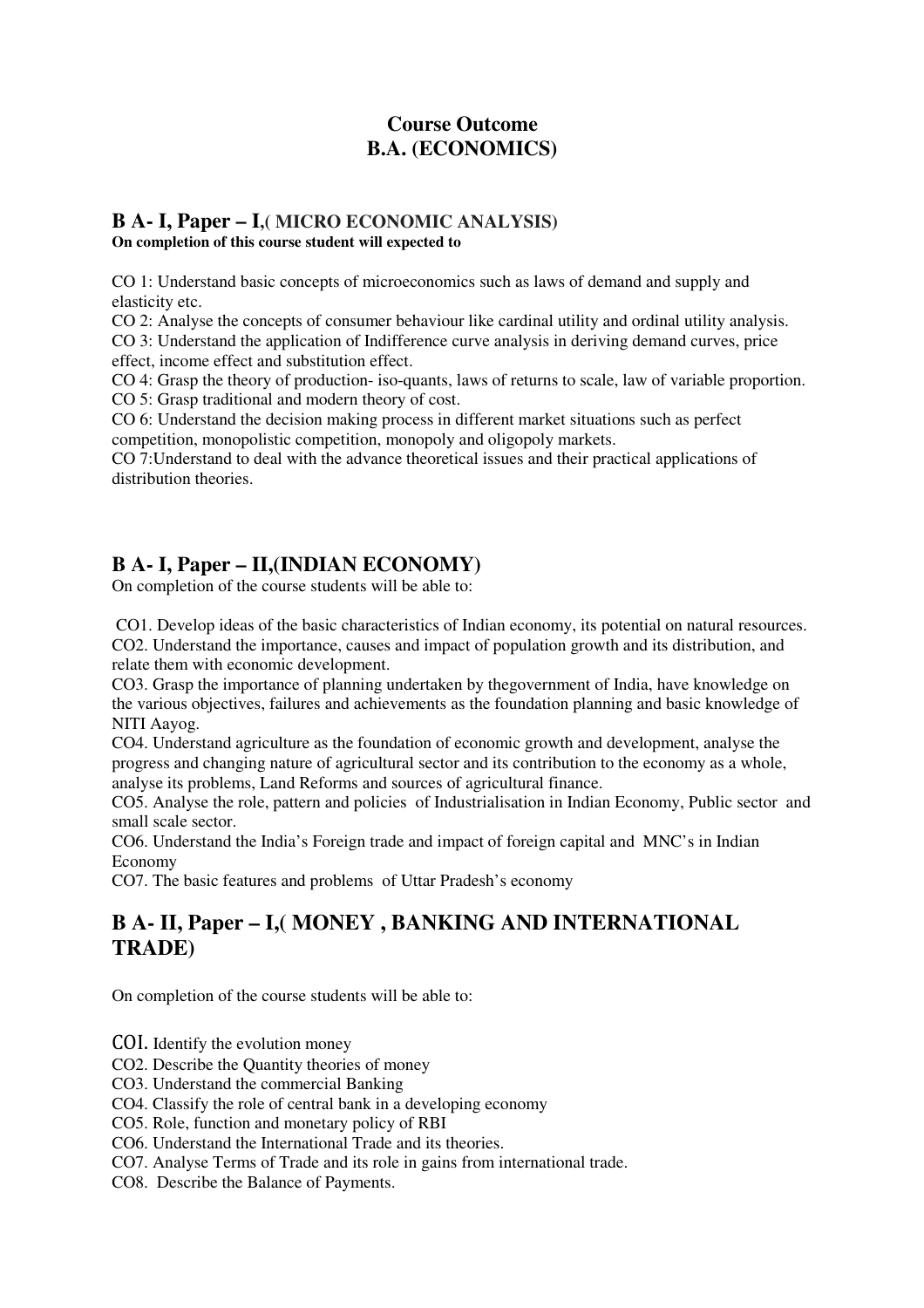# Course Outcome
# B.A. (ECONOMICS)

## B A- I, Paper – I,( MICRO ECONOMIC ANALYSIS)

**On completion of this course student will expected to**

CO 1: Understand basic concepts of microeconomics such as laws of demand and supply and elasticity etc.
CO 2: Analyse the concepts of consumer behaviour like cardinal utility and ordinal utility analysis.
CO 3: Understand the application of Indifference curve analysis in deriving demand curves, price effect, income effect and substitution effect.
CO 4: Grasp the theory of production- iso-quants, laws of returns to scale, law of variable proportion.
CO 5: Grasp traditional and modern theory of cost.
CO 6: Understand the decision making process in different market situations such as perfect competition, monopolistic competition, monopoly and oligopoly markets.
CO 7:Understand to deal with the advance theoretical issues and their practical applications of distribution theories.

## B A- I, Paper – II,(INDIAN ECONOMY)

On completion of the course students will be able to:

CO1. Develop ideas of the basic characteristics of Indian economy, its potential on natural resources.
CO2. Understand the importance, causes and impact of population growth and its distribution, and relate them with economic development.
CO3. Grasp the importance of planning undertaken by thegovernment of India, have knowledge on the various objectives, failures and achievements as the foundation planning and basic knowledge of NITI Aayog.
CO4. Understand agriculture as the foundation of economic growth and development, analyse the progress and changing nature of agricultural sector and its contribution to the economy as a whole, analyse its problems, Land Reforms and sources of agricultural finance.
CO5. Analyse the role, pattern and policies of Industrialisation in Indian Economy, Public sector and small scale sector.
CO6. Understand the India's Foreign trade and impact of foreign capital and MNC's in Indian Economy
CO7. The basic features and problems of Uttar Pradesh's economy

## B A- II, Paper – I,( MONEY , BANKING AND INTERNATIONAL TRADE)

On completion of the course students will be able to:

COI. Identify the evolution money
CO2. Describe the Quantity theories of money
CO3. Understand the commercial Banking
CO4. Classify the role of central bank in a developing economy
CO5. Role, function and monetary policy of RBI
CO6. Understand the International Trade and its theories.
CO7. Analyse Terms of Trade and its role in gains from international trade.
CO8. Describe the Balance of Payments.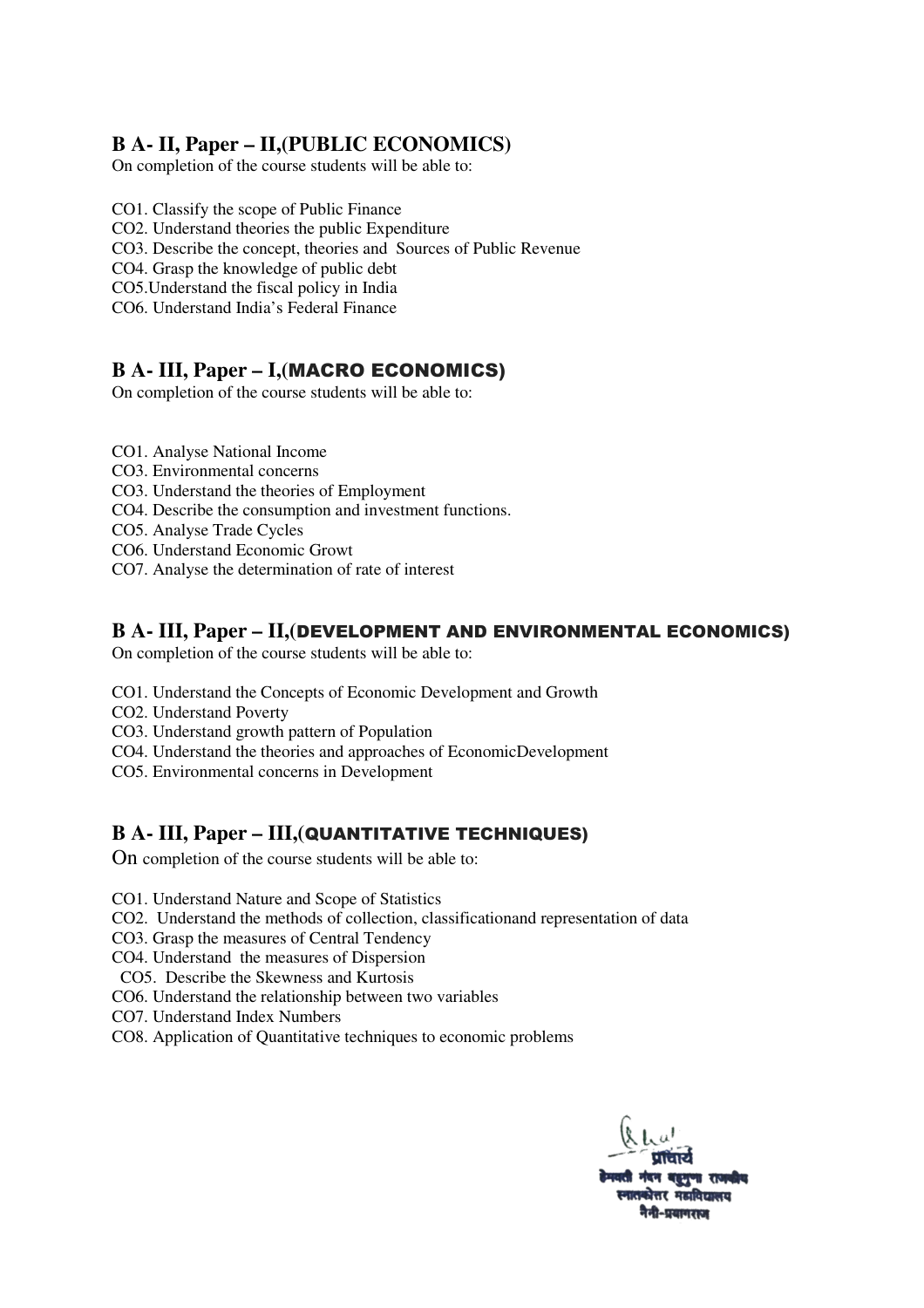## B A- II, Paper – II,(PUBLIC ECONOMICS)

On completion of the course students will be able to:

CO1. Classify the scope of Public Finance
CO2. Understand theories the public Expenditure
CO3. Describe the concept, theories and Sources of Public Revenue
CO4. Grasp the knowledge of public debt
CO5.Understand the fiscal policy in India
CO6. Understand India's Federal Finance

## B A- III, Paper – I,(MACRO ECONOMICS)

On completion of the course students will be able to:

CO1. Analyse National Income
CO3. Environmental concerns
CO3. Understand the theories of Employment
CO4. Describe the consumption and investment functions.
CO5. Analyse Trade Cycles
CO6. Understand Economic Growt
CO7. Analyse the determination of rate of interest

## B A- III, Paper – II,(DEVELOPMENT AND ENVIRONMENTAL ECONOMICS)

On completion of the course students will be able to:

CO1. Understand the Concepts of Economic Development and Growth
CO2. Understand Poverty
CO3. Understand growth pattern of Population
CO4. Understand the theories and approaches of EconomicDevelopment
CO5. Environmental concerns in Development

## B A- III, Paper – III,(QUANTITATIVE TECHNIQUES)

On completion of the course students will be able to:

CO1. Understand Nature and Scope of Statistics
CO2. Understand the methods of collection, classificationand representation of data
CO3. Grasp the measures of Central Tendency
CO4. Understand the measures of Dispersion
CO5. Describe the Skewness and Kurtosis
CO6. Understand the relationship between two variables
CO7. Understand Index Numbers
CO8. Application of Quantitative techniques to economic problems

प्राचार्य
हेमवती नंदन बहुगुणा राजकीय
स्नातकोत्तर महाविद्यालय
नैनी-प्रयागराज